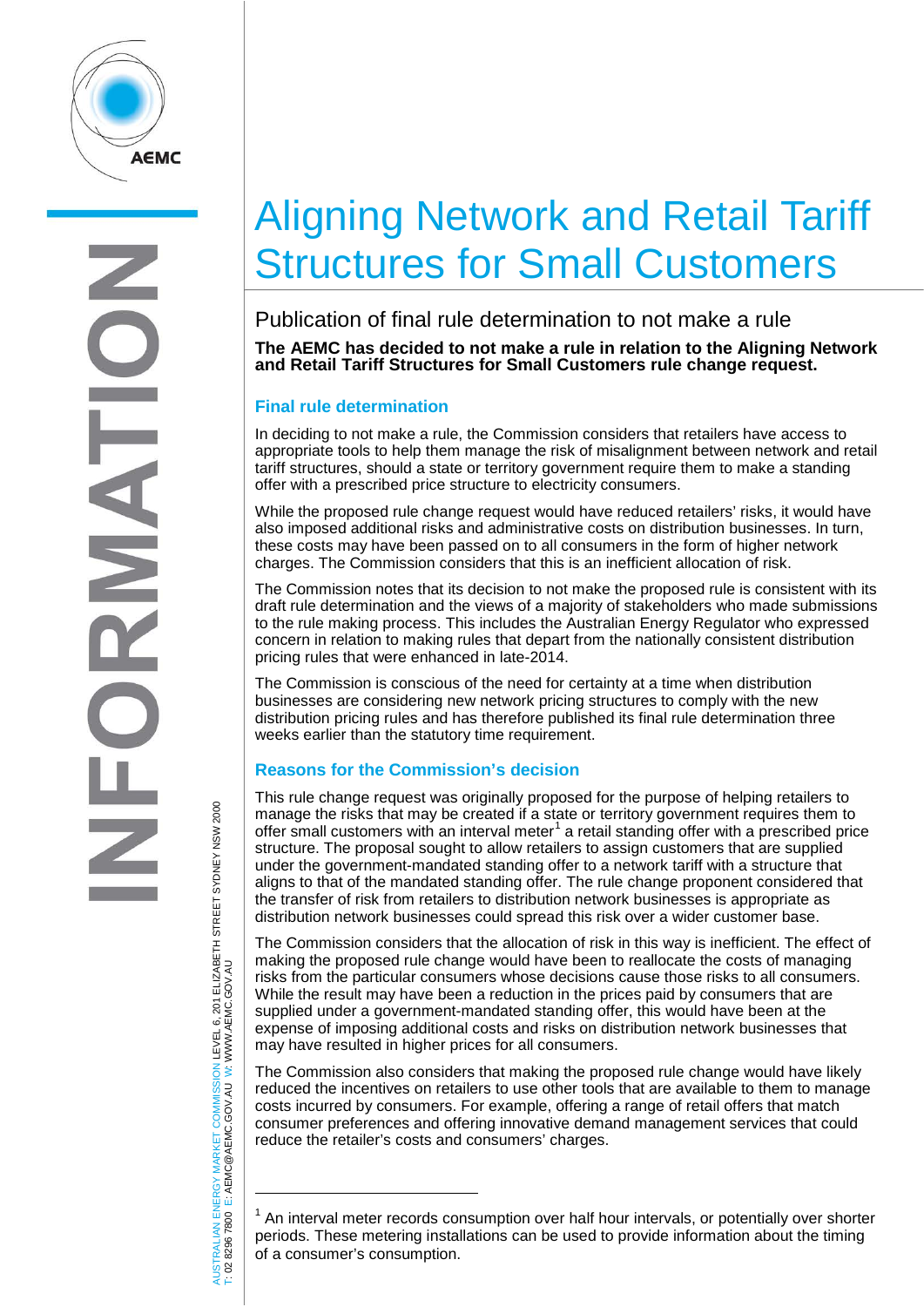# Aligning Network and Retail Tariff Structures for Small Customers

## Publication of final rule determination to not make a rule

**The AEMC has decided to not make a rule in relation to the Aligning Network and Retail Tariff Structures for Small Customers rule change request.**

### Final rule determination

In deciding to not make a rule, the Commission considers that retailers have access to appropriate tools to help them manage the risk of misalignment between network and retail tariff structures, should a state or territory government require them to make a standing offer with a prescribed price structure to electricity consumers.

While the proposed rule change request would have reduced retailers' risks, it would have also imposed additional risks and administrative costs on distribution businesses. In turn, these costs may have been passed on to all consumers in the form of higher network charges. The Commission considers that this is an inefficient allocation of risk.

The Commission notes that its decision to not make the proposed rule is consistent with its draft rule determination and the views of a majority of stakeholders who made submissions to the rule making process. This includes the Australian Energy Regulator who expressed concern in relation to making rules that depart from the nationally consistent distribution pricing rules that were enhanced in late-2014.

The Commission is conscious of the need for certainty at a time when distribution businesses are considering new network pricing structures to comply with the new distribution pricing rules and has therefore published its final rule determination three weeks earlier than the statutory time requirement.

### Reasons for the Commission's decision

This rule change request was originally proposed for the purpose of helping retailers to manage the risks that may be created if a state or territory government requires them to offer small customers with an interval meter[1] a retail standing offer with a prescribed price structure. The proposal sought to allow retailers to assign customers that are supplied under the government-mandated standing offer to a network tariff with a structure that aligns to that of the mandated standing offer. The rule change proponent considered that the transfer of risk from retailers to distribution network businesses is appropriate as distribution network businesses could spread this risk over a wider customer base.

The Commission considers that the allocation of risk in this way is inefficient. The effect of making the proposed rule change would have been to reallocate the costs of managing risks from the particular consumers whose decisions cause those risks to all consumers. While the result may have been a reduction in the prices paid by consumers that are supplied under a government-mandated standing offer, this would have been at the expense of imposing additional costs and risks on distribution network businesses that may have resulted in higher prices for all consumers.

The Commission also considers that making the proposed rule change would have likely reduced the incentives on retailers to use other tools that are available to them to manage costs incurred by consumers. For example, offering a range of retail offers that match consumer preferences and offering innovative demand management services that could reduce the retailer's costs and consumers' charges.

---

[1] An interval meter records consumption over half hour intervals, or potentially over shorter periods. These metering installations can be used to provide information about the timing of a consumer's consumption.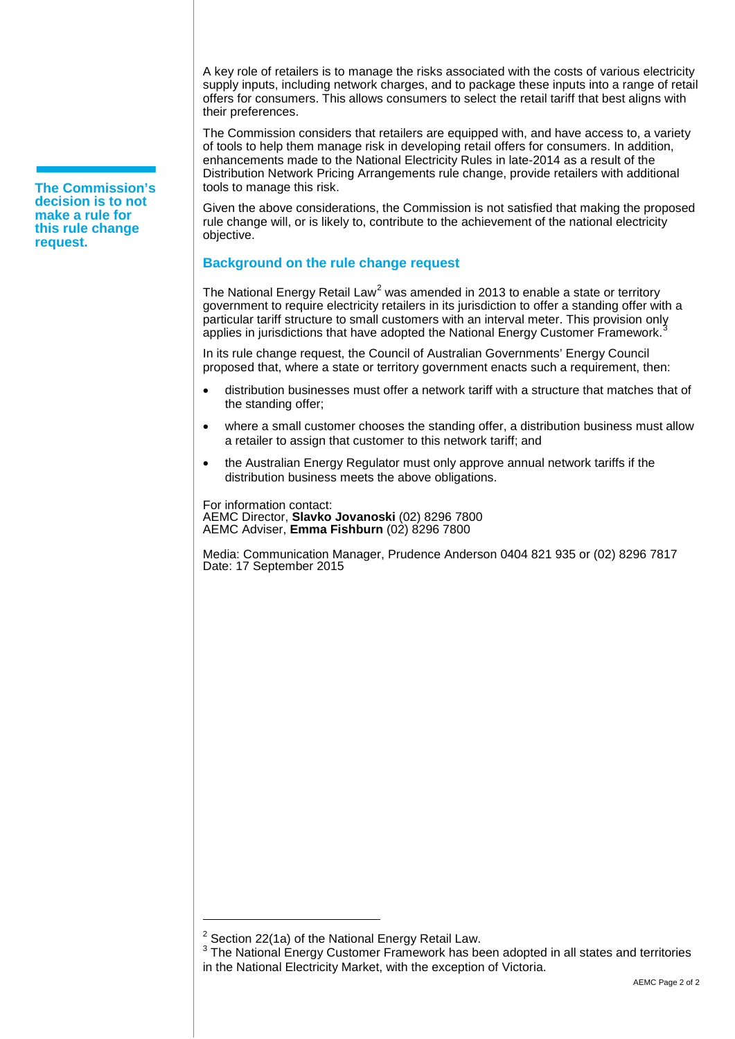A key role of retailers is to manage the risks associated with the costs of various electricity supply inputs, including network charges, and to package these inputs into a range of retail offers for consumers. This allows consumers to select the retail tariff that best aligns with their preferences.

**The Commission's decision is to not make a rule for this rule change request.**

The Commission considers that retailers are equipped with, and have access to, a variety of tools to help them manage risk in developing retail offers for consumers. In addition, enhancements made to the National Electricity Rules in late-2014 as a result of the Distribution Network Pricing Arrangements rule change, provide retailers with additional tools to manage this risk.

Given the above considerations, the Commission is not satisfied that making the proposed rule change will, or is likely to, contribute to the achievement of the national electricity objective.

## Background on the rule change request

The National Energy Retail Law[2] was amended in 2013 to enable a state or territory government to require electricity retailers in its jurisdiction to offer a standing offer with a particular tariff structure to small customers with an interval meter. This provision only applies in jurisdictions that have adopted the National Energy Customer Framework.[3]

In its rule change request, the Council of Australian Governments' Energy Council proposed that, where a state or territory government enacts such a requirement, then:

- distribution businesses must offer a network tariff with a structure that matches that of the standing offer;
- where a small customer chooses the standing offer, a distribution business must allow a retailer to assign that customer to this network tariff; and
- the Australian Energy Regulator must only approve annual network tariffs if the distribution business meets the above obligations.

For information contact:
AEMC Director, **Slavko Jovanoski** (02) 8296 7800
AEMC Adviser, **Emma Fishburn** (02) 8296 7800

Media: Communication Manager, Prudence Anderson 0404 821 935 or (02) 8296 7817
Date: 17 September 2015

[2] Section 22(1a) of the National Energy Retail Law.
[3] The National Energy Customer Framework has been adopted in all states and territories in the National Electricity Market, with the exception of Victoria.